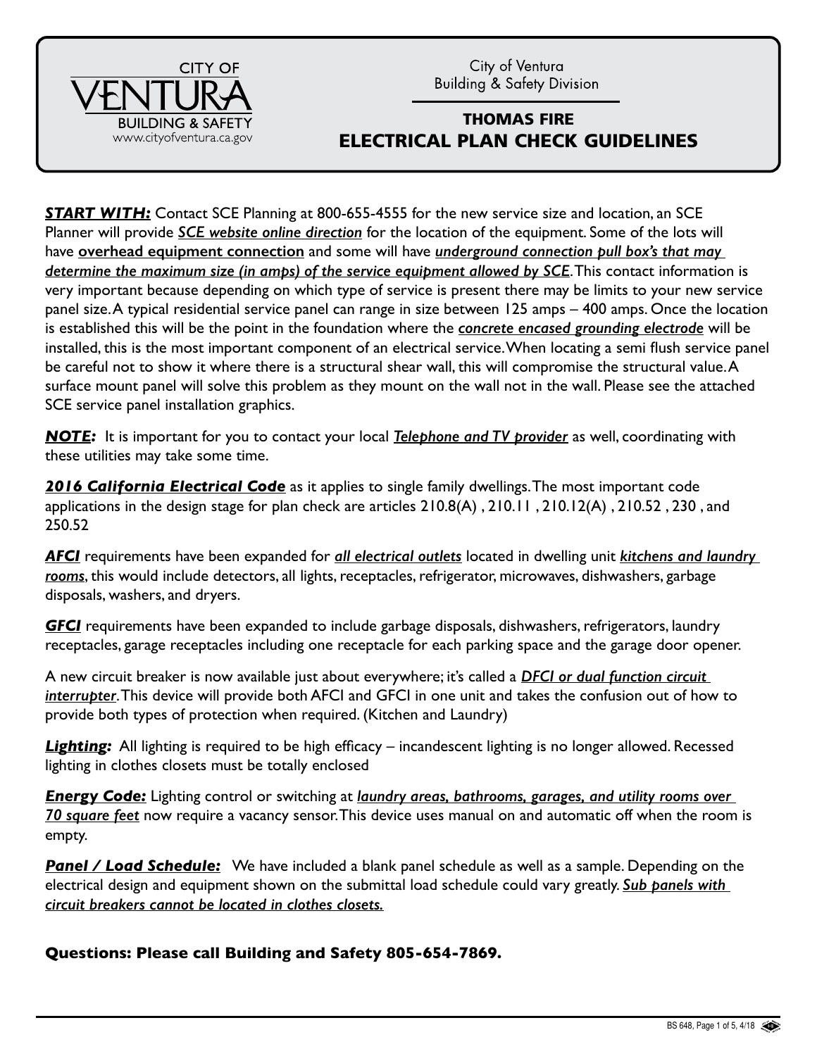CITY OF VENTURA
BUILDING & SAFETY
www.cityofventura.ca.gov

City of Ventura
Building & Safety Division

# THOMAS FIRE
# ELECTRICAL PLAN CHECK GUIDELINES

***START WITH:*** Contact SCE Planning at 800-655-4555 for the new service size and location, an SCE Planner will provide ***SCE website online direction*** for the location of the equipment. Some of the lots will have **overhead equipment connection** and some will have ***underground connection pull box's that may determine the maximum size (in amps) of the service equipment allowed by SCE***. This contact information is very important because depending on which type of service is present there may be limits to your new service panel size. A typical residential service panel can range in size between 125 amps – 400 amps. Once the location is established this will be the point in the foundation where the ***concrete encased grounding electrode*** will be installed, this is the most important component of an electrical service. When locating a semi flush service panel be careful not to show it where there is a structural shear wall, this will compromise the structural value. A surface mount panel will solve this problem as they mount on the wall not in the wall. Please see the attached SCE service panel installation graphics.

***NOTE:*** It is important for you to contact your local ***Telephone and TV provider*** as well, coordinating with these utilities may take some time.

***2016 California Electrical Code*** as it applies to single family dwellings. The most important code applications in the design stage for plan check are articles 210.8(A) , 210.11 , 210.12(A) , 210.52 , 230 , and 250.52

***AFCI*** requirements have been expanded for ***all electrical outlets*** located in dwelling unit ***kitchens and laundry rooms***, this would include detectors, all lights, receptacles, refrigerator, microwaves, dishwashers, garbage disposals, washers, and dryers.

***GFCI*** requirements have been expanded to include garbage disposals, dishwashers, refrigerators, laundry receptacles, garage receptacles including one receptacle for each parking space and the garage door opener.

A new circuit breaker is now available just about everywhere; it's called a ***DFCI or dual function circuit interrupter***. This device will provide both AFCI and GFCI in one unit and takes the confusion out of how to provide both types of protection when required. (Kitchen and Laundry)

***Lighting:*** All lighting is required to be high efficacy – incandescent lighting is no longer allowed. Recessed lighting in clothes closets must be totally enclosed

***Energy Code:*** Lighting control or switching at ***laundry areas, bathrooms, garages, and utility rooms over 70 square feet*** now require a vacancy sensor. This device uses manual on and automatic off when the room is empty.

***Panel / Load Schedule:*** We have included a blank panel schedule as well as a sample. Depending on the electrical design and equipment shown on the submittal load schedule could vary greatly. ***Sub panels with circuit breakers cannot be located in clothes closets.***

**Questions: Please call Building and Safety 805-654-7869.**

BS 648, 4/18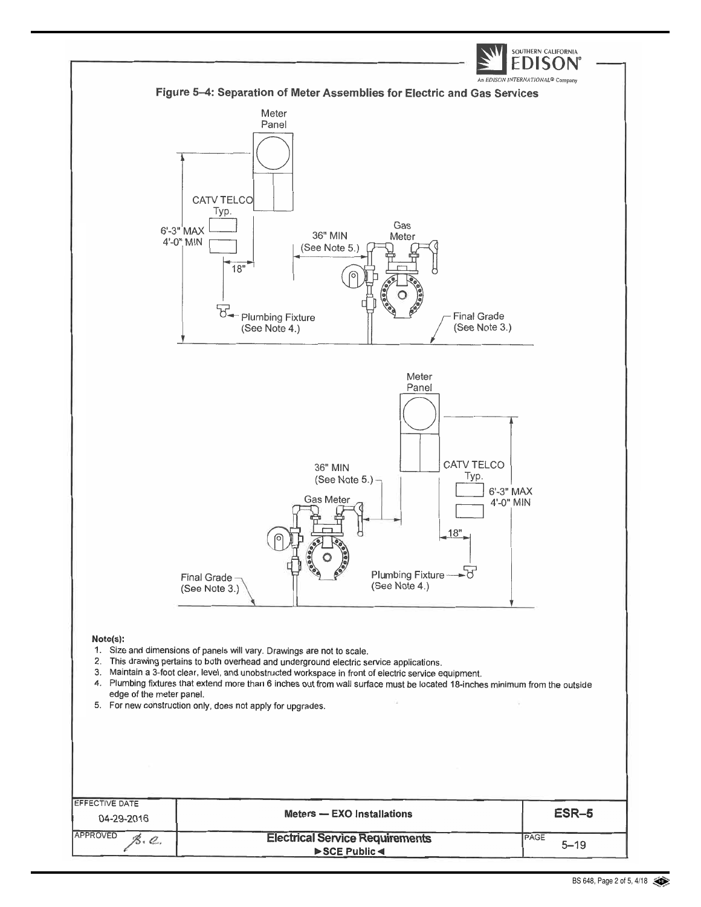## Figure 5–4: Separation of Meter Assemblies for Electric and Gas Services

Meter Panel

CATV TELCO Typ.

6'-3" MAX
4'-0" MIN

18"

36" MIN (See Note 5.)

Gas Meter

Plumbing Fixture (See Note 4.)

Final Grade (See Note 3.)

Meter Panel

36" MIN (See Note 5.)

CATV TELCO Typ.

6'-3" MAX
4'-0" MIN

Gas Meter

18"

Final Grade (See Note 3.)

Plumbing Fixture (See Note 4.)

**Note(s):**

1. Size and dimensions of panels will vary. Drawings are not to scale.
2. This drawing pertains to both overhead and underground electric service applications.
3. Maintain a 3-foot clear, level, and unobstructed workspace in front of electric service equipment.
4. Plumbing fixtures that extend more than 6 inches out from wall surface must be located 18-inches minimum from the outside edge of the meter panel.
5. For new construction only, does not apply for upgrades.

| EFFECTIVE DATE 04-29-2016 | Meters — EXO Installations | ESR–5 |
|---|---|---|
| APPROVED | **Electrical Service Requirements** ►SCE Public◄ | PAGE 5–19 |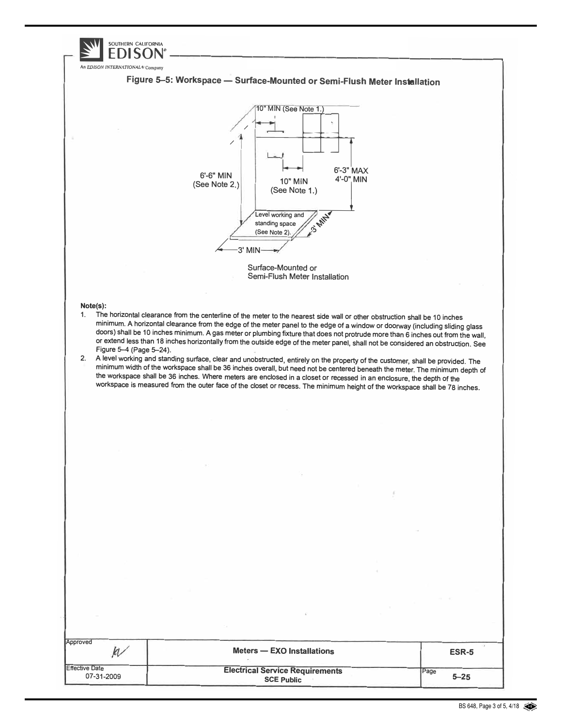## Figure 5–5: Workspace — Surface-Mounted or Semi-Flush Meter Installation

10" MIN (See Note 1.)

6'-6" MIN (See Note 2.)

10" MIN (See Note 1.)

6'-3" MAX
4'-0" MIN

Level working and standing space (See Note 2).

3' MIN

3' MIN

Surface-Mounted or Semi-Flush Meter Installation

**Note(s):**

1. The horizontal clearance from the centerline of the meter to the nearest side wall or other obstruction shall be 10 inches minimum. A horizontal clearance from the edge of the meter panel to the edge of a window or doorway (including sliding glass doors) shall be 10 inches minimum. A gas meter or plumbing fixture that does not protrude more than 6 inches out from the wall, or extend less than 18 inches horizontally from the outside edge of the meter panel, shall not be considered an obstruction. See Figure 5–4 (Page 5–24).
2. A level working and standing surface, clear and unobstructed, entirely on the property of the customer, shall be provided. The minimum width of the workspace shall be 36 inches overall, but need not be centered beneath the meter. The minimum depth of the workspace shall be 36 inches. Where meters are enclosed in a closet or recessed in an enclosure, the depth of the workspace is measured from the outer face of the closet or recess. The minimum height of the workspace shall be 78 inches.

| Approved | Meters — EXO Installations | ESR-5 |
|---|---|---|
| Effective Date 07-31-2009 | Electrical Service Requirements SCE Public | Page 5–25 |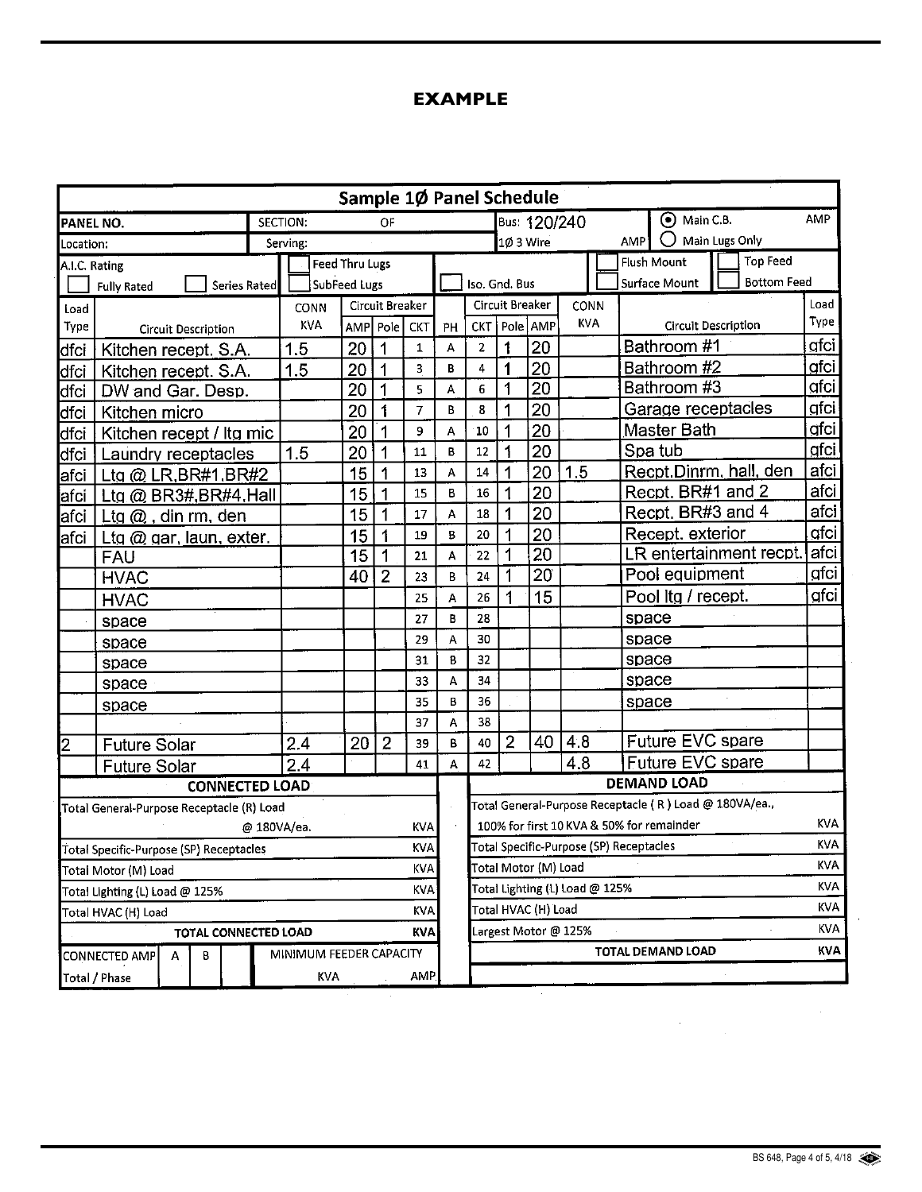# EXAMPLE

## Sample 1Ø Panel Schedule

| PANEL NO. | SECTION: OF | Bus: 120/240 | (•) Main C.B. AMP |
|---|---|---|---|
| Location: | Serving: | 1Ø 3 Wire AMP | ( ) Main Lugs Only |

| A.I.C. Rating | ☐ Feed Thru Lugs | | ☐ Flush Mount | ☐ Top Feed |
|---|---|---|---|---|
| ☐ Fully Rated ☐ Series Rated | ☐ SubFeed Lugs | ☐ Iso. Gnd. Bus | ☐ Surface Mount | ☐ Bottom Feed |

| Load Type | Circuit Description | CONN KVA | Circuit Breaker AMP | Pole | CKT | PH | Circuit Breaker CKT | Pole | AMP | CONN KVA | Circuit Description | Load Type |
|---|---|---|---|---|---|---|---|---|---|---|---|---|
| dfci | Kitchen recept. S.A. | 1.5 | 20 | 1 | 1 | A | 2 | 1 | 20 | | Bathroom #1 | gfci |
| dfci | Kitchen recept. S.A. | 1.5 | 20 | 1 | 3 | B | 4 | 1 | 20 | | Bathroom #2 | gfci |
| dfci | DW and Gar. Desp. | | 20 | 1 | 5 | A | 6 | 1 | 20 | | Bathroom #3 | gfci |
| dfci | Kitchen micro | | 20 | 1 | 7 | B | 8 | 1 | 20 | | Garage receptacles | gfci |
| dfci | Kitchen recept / ltg mic | | 20 | 1 | 9 | A | 10 | 1 | 20 | | Master Bath | gfci |
| dfci | Laundry receptacles | 1.5 | 20 | 1 | 11 | B | 12 | 1 | 20 | | Spa tub | gfci |
| afci | Ltg @ LR,BR#1,BR#2 | | 15 | 1 | 13 | A | 14 | 1 | 20 | 1.5 | Recpt.Dinrm, hall, den | afci |
| afci | Ltg @ BR3#,BR#4,Hall | | 15 | 1 | 15 | B | 16 | 1 | 20 | | Recpt. BR#1 and 2 | afci |
| afci | Ltg @ , din rm, den | | 15 | 1 | 17 | A | 18 | 1 | 20 | | Recpt. BR#3 and 4 | afci |
| afci | Ltg @ gar, laun, exter. | | 15 | 1 | 19 | B | 20 | 1 | 20 | | Recept. exterior | gfci |
| | FAU | | 15 | 1 | 21 | A | 22 | 1 | 20 | | LR entertainment recpt. | afci |
| | HVAC | | 40 | 2 | 23 | B | 24 | 1 | 20 | | Pool equipment | gfci |
| | HVAC | | | | 25 | A | 26 | 1 | 15 | | Pool ltg / recept. | gfci |
| | space | | | | 27 | B | 28 | | | | space | |
| | space | | | | 29 | A | 30 | | | | space | |
| | space | | | | 31 | B | 32 | | | | space | |
| | space | | | | 33 | A | 34 | | | | space | |
| | space | | | | 35 | B | 36 | | | | space | |
| | | | | | 37 | A | 38 | | | | | |
| 2 | Future Solar | 2.4 | 20 | 2 | 39 | B | 40 | 2 | 40 | 4.8 | Future EVC spare | |
| | Future Solar | 2.4 | | | 41 | A | 42 | | | 4.8 | Future EVC spare | |

| CONNECTED LOAD | | DEMAND LOAD | |
|---|---|---|---|
| Total General-Purpose Receptacle (R) Load @ 180VA/ea. | KVA | Total General-Purpose Receptacle ( R ) Load @ 180VA/ea., 100% for first 10 KVA & 50% for remainder | KVA |
| Total Specific-Purpose (SP) Receptacles | KVA | Total Specific-Purpose (SP) Receptacles | KVA |
| Total Motor (M) Load | KVA | Total Motor (M) Load | KVA |
| Total Lighting (L) Load @ 125% | KVA | Total Lighting (L) Load @ 125% | KVA |
| Total HVAC (H) Load | KVA | Total HVAC (H) Load | KVA |
| **TOTAL CONNECTED LOAD** | **KVA** | Largest Motor @ 125% | KVA |
| CONNECTED AMP Total / Phase — A: B: | MINIMUM FEEDER CAPACITY KVA AMP | **TOTAL DEMAND LOAD** | **KVA** |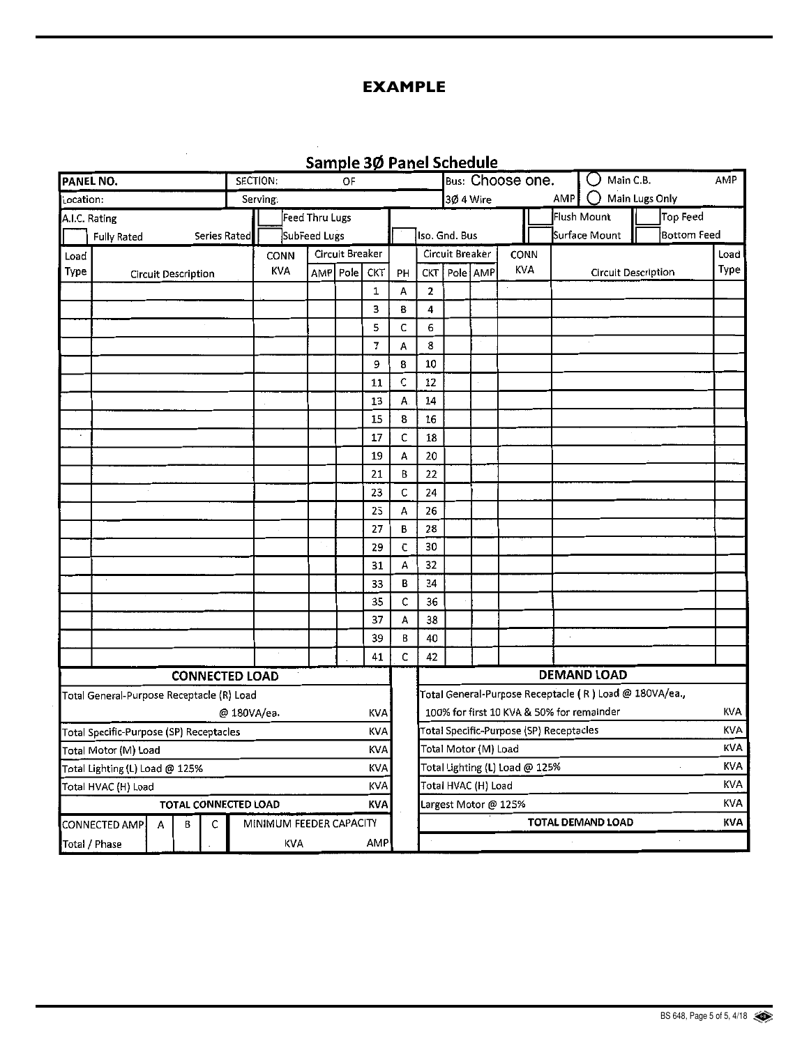# EXAMPLE

## Sample 3Ø Panel Schedule

| | | | | | | | | | | | | | | |
|---|---|---|---|---|---|---|---|---|---|---|---|---|---|---|
| **PANEL NO.** | | SECTION: OF | | | | | | Bus: Choose one. | | | | ◯ Main C.B. | | AMP |
| Location: | | Serving: | | | | | | 3Ø 4 Wire | | | AMP | ◯ Main Lugs Only | | |
| A.I.C. Rating | | Feed Thru Lugs | | | | | | | | | | Flush Mount | Top Feed | |
| Fully Rated | Series Rated | SubFeed Lugs | | | | | | Iso. Gnd. Bus | | | | Surface Mount | Bottom Feed | |
| Load Type | Circuit Description | CONN KVA | Circuit Breaker AMP | Pole | CKT | PH | CKT | Circuit Breaker Pole | AMP | CONN KVA | Circuit Description | | | Load Type |
| | | | | | 1 | A | 2 | | | | | | | |
| | | | | | 3 | B | 4 | | | | | | | |
| | | | | | 5 | C | 6 | | | | | | | |
| | | | | | 7 | A | 8 | | | | | | | |
| | | | | | 9 | B | 10 | | | | | | | |
| | | | | | 11 | C | 12 | | | | | | | |
| | | | | | 13 | A | 14 | | | | | | | |
| | | | | | 15 | B | 16 | | | | | | | |
| | | | | | 17 | C | 18 | | | | | | | |
| | | | | | 19 | A | 20 | | | | | | | |
| | | | | | 21 | B | 22 | | | | | | | |
| | | | | | 23 | C | 24 | | | | | | | |
| | | | | | 25 | A | 26 | | | | | | | |
| | | | | | 27 | B | 28 | | | | | | | |
| | | | | | 29 | C | 30 | | | | | | | |
| | | | | | 31 | A | 32 | | | | | | | |
| | | | | | 33 | B | 34 | | | | | | | |
| | | | | | 35 | C | 36 | | | | | | | |
| | | | | | 37 | A | 38 | | | | | | | |
| | | | | | 39 | B | 40 | | | | | | | |
| | | | | | 41 | C | 42 | | | | | | | |

| **CONNECTED LOAD** | | | **DEMAND LOAD** | |
|---|---|---|---|---|
| Total General-Purpose Receptacle (R) Load @ 180VA/ea. | | KVA | Total General-Purpose Receptacle ( R ) Load @ 180VA/ea., 100% for first 10 KVA & 50% for remainder | KVA |
| Total Specific-Purpose (SP) Receptacles | | KVA | Total Specific-Purpose (SP) Receptacles | KVA |
| Total Motor (M) Load | | KVA | Total Motor (M) Load | KVA |
| Total Lighting (L) Load @ 125% | | KVA | Total Lighting (L) Load @ 125% | KVA |
| Total HVAC (H) Load | | KVA | Total HVAC (H) Load | KVA |
| **TOTAL CONNECTED LOAD** | | **KVA** | Largest Motor @ 125% | KVA |
| CONNECTED AMP Total / Phase — A, B, C | MINIMUM FEEDER CAPACITY KVA | AMP | **TOTAL DEMAND LOAD** | **KVA** |